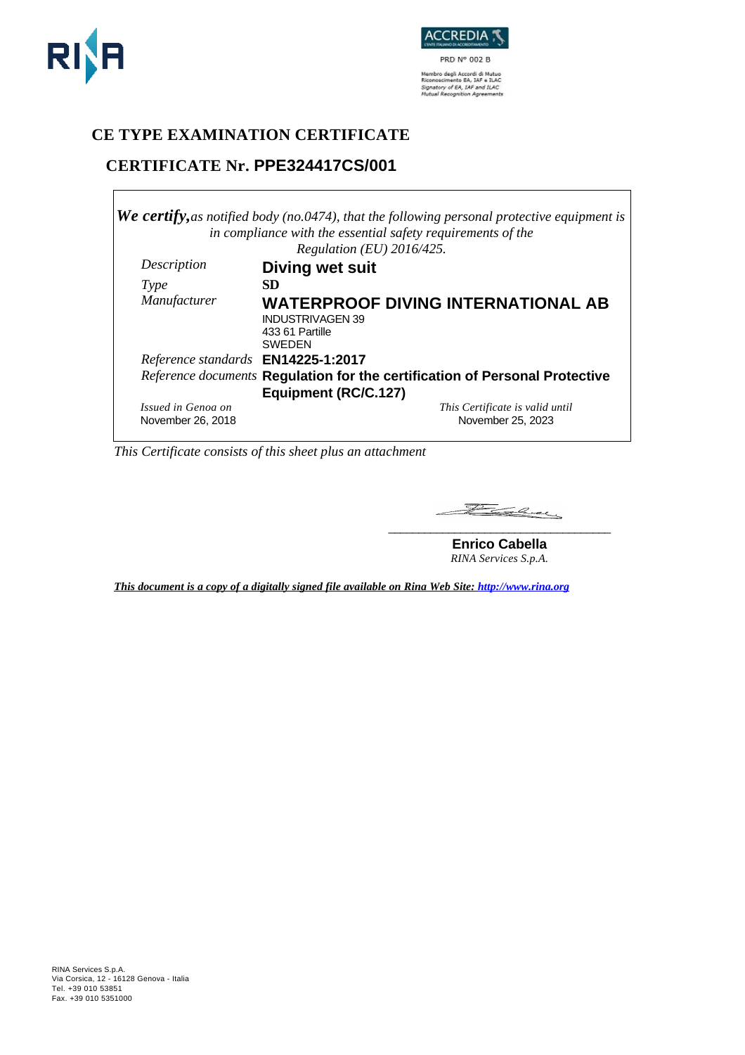PRD N° 002 B

Membro degli Accordi di Mutuo Riconoscimento EA, IAF e ILAC
*Signatory of EA, IAF and ILAC Mutual Recognition Agreements*

# CE TYPE EXAMINATION CERTIFICATE

## CERTIFICATE Nr. PPE324417CS/001

***We certify,*** *as notified body (no.0474), that the following personal protective equipment is in compliance with the essential safety requirements of the Regulation (EU) 2016/425.*

| | |
|---|---|
| *Description* | **Diving wet suit** |
| *Type* | **SD** |
| *Manufacturer* | **WATERPROOF DIVING INTERNATIONAL AB**<br>INDUSTRIVAGEN 39<br>433 61 Partille<br>SWEDEN |
| *Reference standards* | **EN14225-1:2017** |
| *Reference documents* | **Regulation for the certification of Personal Protective Equipment (RC/C.127)** |

*Issued in Genoa on*
November 26, 2018

*This Certificate is valid until*
November 25, 2023

*This Certificate consists of this sheet plus an attachment*

**Enrico Cabella**
*RINA Services S.p.A.*

***This document is a copy of a digitally signed file available on Rina Web Site: http://www.rina.org***

RINA Services S.p.A.
Via Corsica, 12 - 16128 Genova - Italia
Tel. +39 010 53851
Fax. +39 010 5351000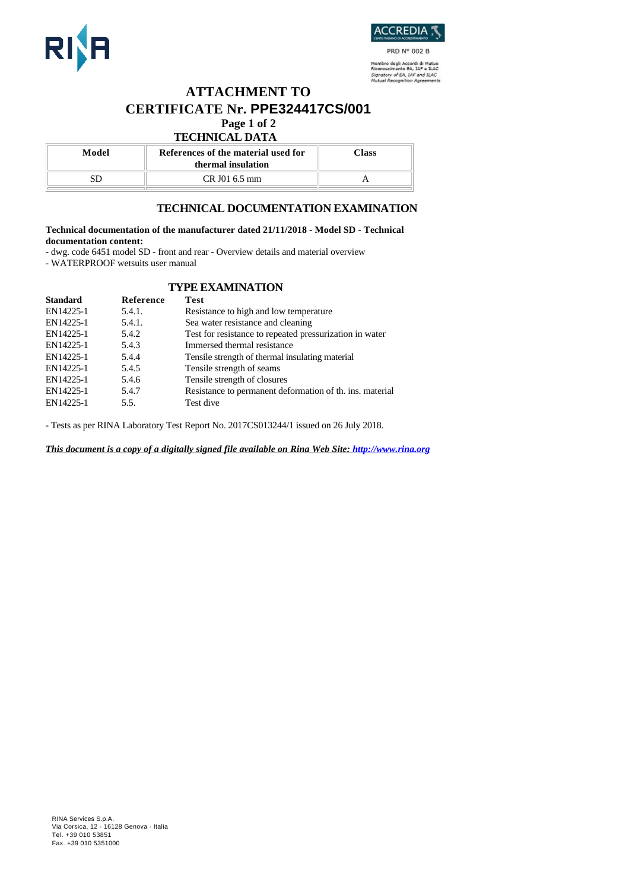# ATTACHMENT TO
# CERTIFICATE Nr. PPE324417CS/001

**Page 1 of 2**

## TECHNICAL DATA

| Model | References of the material used for thermal insulation | Class |
|---|---|---|
| SD | CR J01 6.5 mm | A |

## TECHNICAL DOCUMENTATION EXAMINATION

**Technical documentation of the manufacturer dated 21/11/2018 - Model SD - Technical documentation content:**

- dwg. code 6451 model SD - front and rear - Overview details and material overview
- WATERPROOF wetsuits user manual

## TYPE EXAMINATION

| Standard | Reference | Test |
|---|---|---|
| EN14225-1 | 5.4.1. | Resistance to high and low temperature |
| EN14225-1 | 5.4.1. | Sea water resistance and cleaning |
| EN14225-1 | 5.4.2 | Test for resistance to repeated pressurization in water |
| EN14225-1 | 5.4.3 | Immersed thermal resistance |
| EN14225-1 | 5.4.4 | Tensile strength of thermal insulating material |
| EN14225-1 | 5.4.5 | Tensile strength of seams |
| EN14225-1 | 5.4.6 | Tensile strength of closures |
| EN14225-1 | 5.4.7 | Resistance to permanent deformation of th. ins. material |
| EN14225-1 | 5.5. | Test dive |

- Tests as per RINA Laboratory Test Report No. 2017CS013244/1 issued on 26 July 2018.

***This document is a copy of a digitally signed file available on Rina Web Site: http://www.rina.org***

RINA Services S.p.A.
Via Corsica, 12 - 16128 Genova - Italia
Tel. +39 010 53851
Fax. +39 010 5351000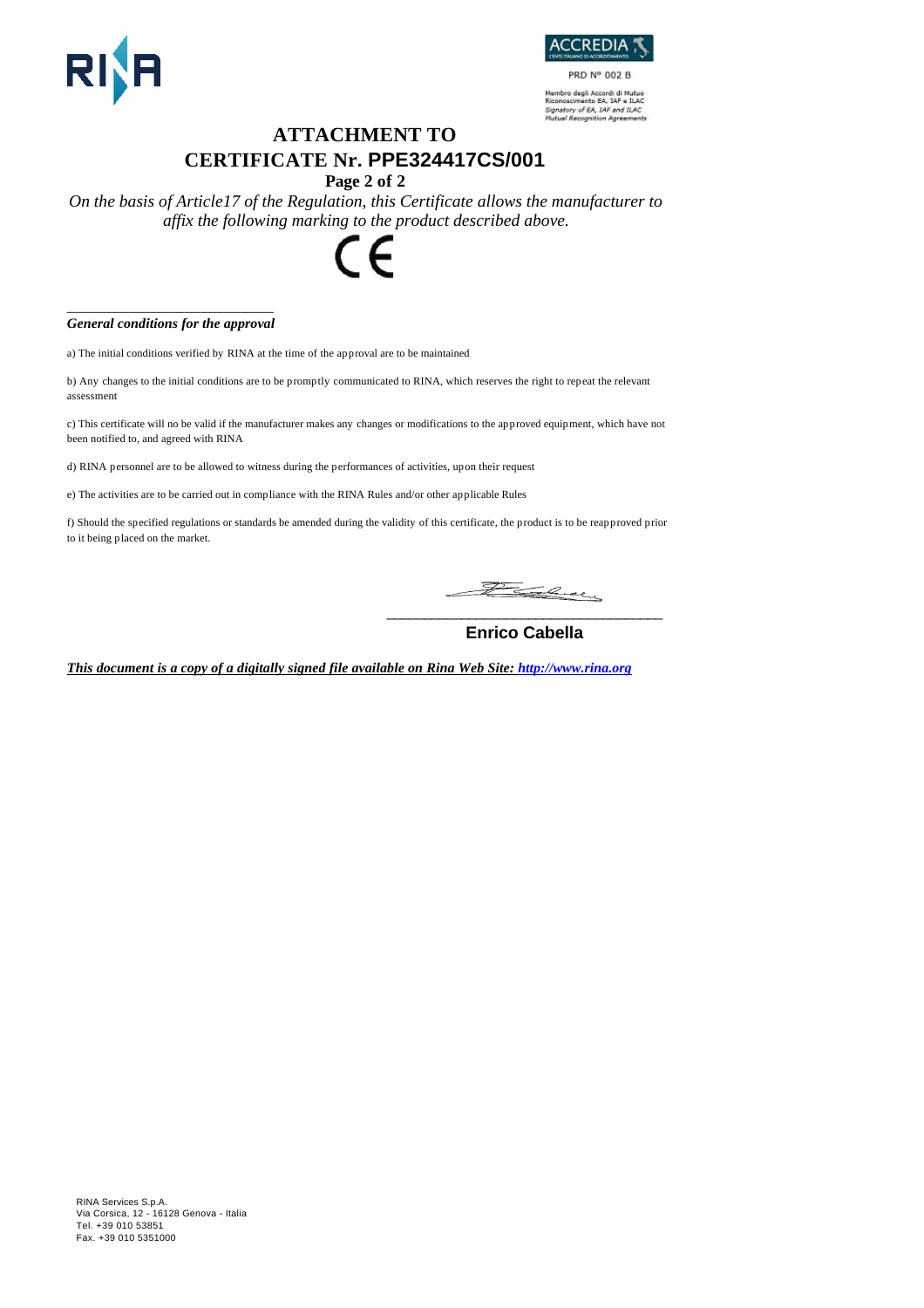# ATTACHMENT TO CERTIFICATE Nr. PPE324417CS/001

**Page 2 of 2**

*On the basis of Article17 of the Regulation, this Certificate allows the manufacturer to affix the following marking to the product described above.*

CE

***General conditions for the approval***

a) The initial conditions verified by RINA at the time of the approval are to be maintained

b) Any changes to the initial conditions are to be promptly communicated to RINA, which reserves the right to repeat the relevant assessment

c) This certificate will no be valid if the manufacturer makes any changes or modifications to the approved equipment, which have not been notified to, and agreed with RINA

d) RINA personnel are to be allowed to witness during the performances of activities, upon their request

e) The activities are to be carried out in compliance with the RINA Rules and/or other applicable Rules

f) Should the specified regulations or standards be amended during the validity of this certificate, the product is to be reapproved prior to it being placed on the market.

**Enrico Cabella**

***This document is a copy of a digitally signed file available on Rina Web Site: http://www.rina.org***

RINA Services S.p.A.
Via Corsica, 12 - 16128 Genova - Italia
Tel. +39 010 53851
Fax. +39 010 5351000